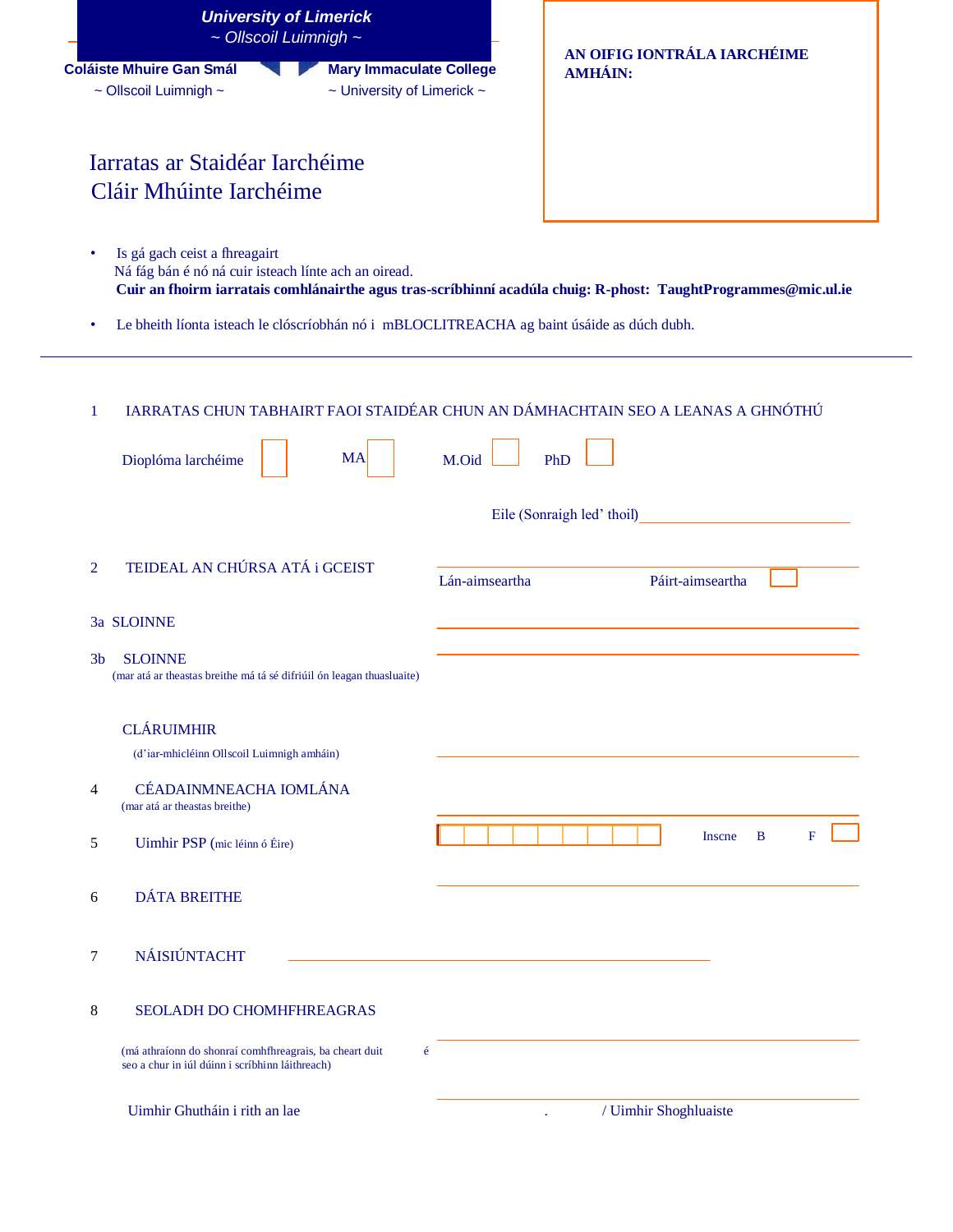**University of Limerick**
*~ Ollscoil Luimnigh ~*

**Coláiste Mhuire Gan Smál**
~ Ollscoil Luimnigh ~

**Mary Immaculate College**
~ University of Limerick ~

**AN OIFIG IONTRÁLA IARCHÉIME AMHÁIN:**

# Iarratas ar Staidéar Iarchéime
# Cláir Mhúinte Iarchéime

- Is gá gach ceist a fhreagairt
  Ná fág bán é nó ná cuir isteach línte ach an oiread.
  **Cuir an fhoirm iarratais comhlánairthe agus tras-scríbhinní acadúla chuig: R-phost: TaughtProgrammes@mic.ul.ie**
- Le bheith líonta isteach le clóscríobhán nó i mBLOCLITREACHA ag baint úsáide as dúch dubh.

---

1 IARRATAS CHUN TABHAIRT FAOI STAIDÉAR CHUN AN DÁMHACHTAIN SEO A LEANAS A GHNÓTHÚ

Dioplóma Iarchéime ☐ MA ☐ M.Oid ☐ PhD ☐

Eile (Sonraigh led' thoil)______________________________

2 TEIDEAL AN CHÚRSA ATÁ i GCEIST ______________________________

Lán-aimseartha Páirt-aimseartha ☐

3a SLOINNE ______________________________

3b SLOINNE ______________________________
(mar atá ar theastas breithe má tá sé difriúil ón leagan thuasluaite)

CLÁRUIMHIR
(d'iar-mhicléinn Ollscoil Luimnigh amháin) ______________________________

4 CÉADAINMNEACHA IOMLÁNA ______________________________
(mar atá ar theastas breithe)

5 Uimhir PSP (mic léinn ó Éire) ☐☐☐☐☐☐☐☐☐ Inscne B F ☐

6 DÁTA BREITHE ______________________________

7 NÁISIÚNTACHT ______________________________

8 SEOLADH DO CHOMHFHREAGRAS ______________________________

(má athraíonn do shonraí comhfhreagrais, ba cheart duit é seo a chur in iúl dúinn i scríbhinn láithreach) ______________________________

Uimhir Ghutháin i rith an lae . / Uimhir Shoghluaiste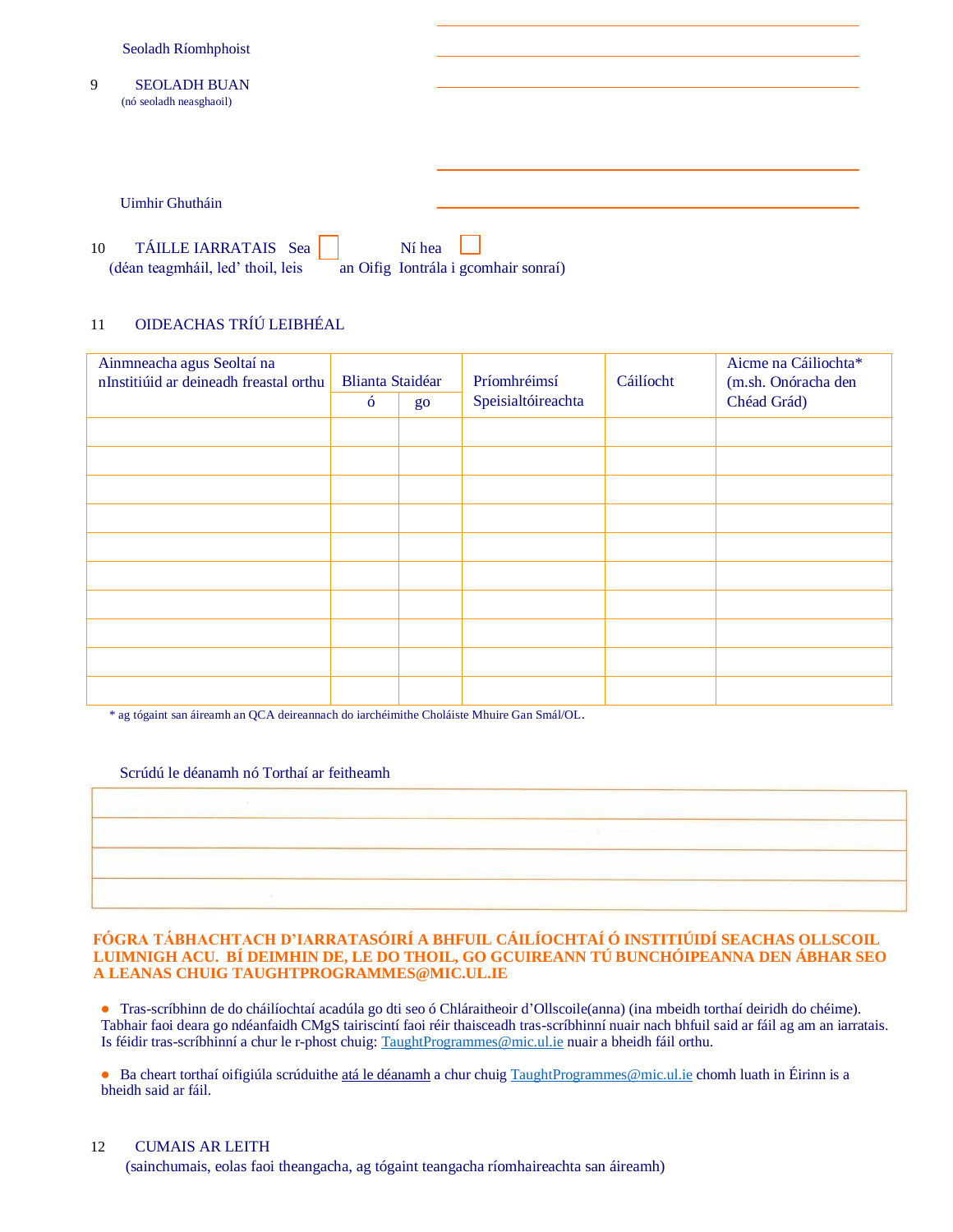Seoladh Ríomhphoist \_\_\_\_\_\_\_\_\_\_\_\_\_\_\_\_\_\_\_\_

9 SEOLADH BUAN \_\_\_\_\_\_\_\_\_\_\_\_\_\_\_\_\_\_\_\_
(nó seoladh neasghaoil)

\_\_\_\_\_\_\_\_\_\_\_\_\_\_\_\_\_\_\_\_

Uimhir Ghutháin \_\_\_\_\_\_\_\_\_\_\_\_\_\_\_\_\_\_\_\_

10 TÁILLE IARRATAIS Sea ☐ Ní hea ☐
(déan teagmháil, led' thoil, leis an Oifig Iontrála i gcomhair sonraí)

11 OIDEACHAS TRÍÚ LEIBHÉAL

| Ainmneacha agus Seoltaí na nInstitiúid ar deineadh freastal orthu | Blianta Staidéar | | Príomhréimsí Speisialtóireachta | Cáilíocht | Aicme na Cáiliochta* (m.sh. Onóracha den Chéad Grád) |
|---|---|---|---|---|---|
| | ó | go | | | |
| | | | | | |
| | | | | | |
| | | | | | |
| | | | | | |
| | | | | | |
| | | | | | |
| | | | | | |
| | | | | | |
| | | | | | |
| | | | | | |

\* ag tógaint san áireamh an QCA deireannach do iarchéimithe Choláiste Mhuire Gan Smál/OL.

Scrúdú le déanamh nó Torthaí ar feitheamh

| |
|---|
| |
| |
| |
| |

**FÓGRA TÁBHACHTACH D'IARRATASÓIRÍ A BHFUIL CÁILÍOCHTAÍ Ó INSTITIÚIDÍ SEACHAS OLLSCOIL LUIMNIGH ACU. BÍ DEIMHIN DE, LE DO THOIL, GO GCUIREANN TÚ BUNCHÓIPEANNA DEN ÁBHAR SEO A LEANAS CHUIG TAUGHTPROGRAMMES@MIC.UL.IE**

- Tras-scríbhinn de do cháilíochtaí acadúla go dti seo ó Chláraitheoir d'Ollscoile(anna) (ina mbeidh torthaí deiridh do chéime). Tabhair faoi deara go ndéanfaidh CMgS tairiscintí faoi réir thaisceadh tras-scríbhinní nuair nach bhfuil said ar fáil ag am an iarratais. Is féidir tras-scríbhinní a chur le r-phost chuig: TaughtProgrammes@mic.ul.ie nuair a bheidh fáil orthu.

- Ba cheart torthaí oifigiúla scrúduithe atá le déanamh a chur chuig TaughtProgrammes@mic.ul.ie chomh luath in Éirinn is a bheidh said ar fáil.

12 CUMAIS AR LEITH
(sainchumais, eolas faoi theangacha, ag tógaint teangacha ríomhaireachta san áireamh)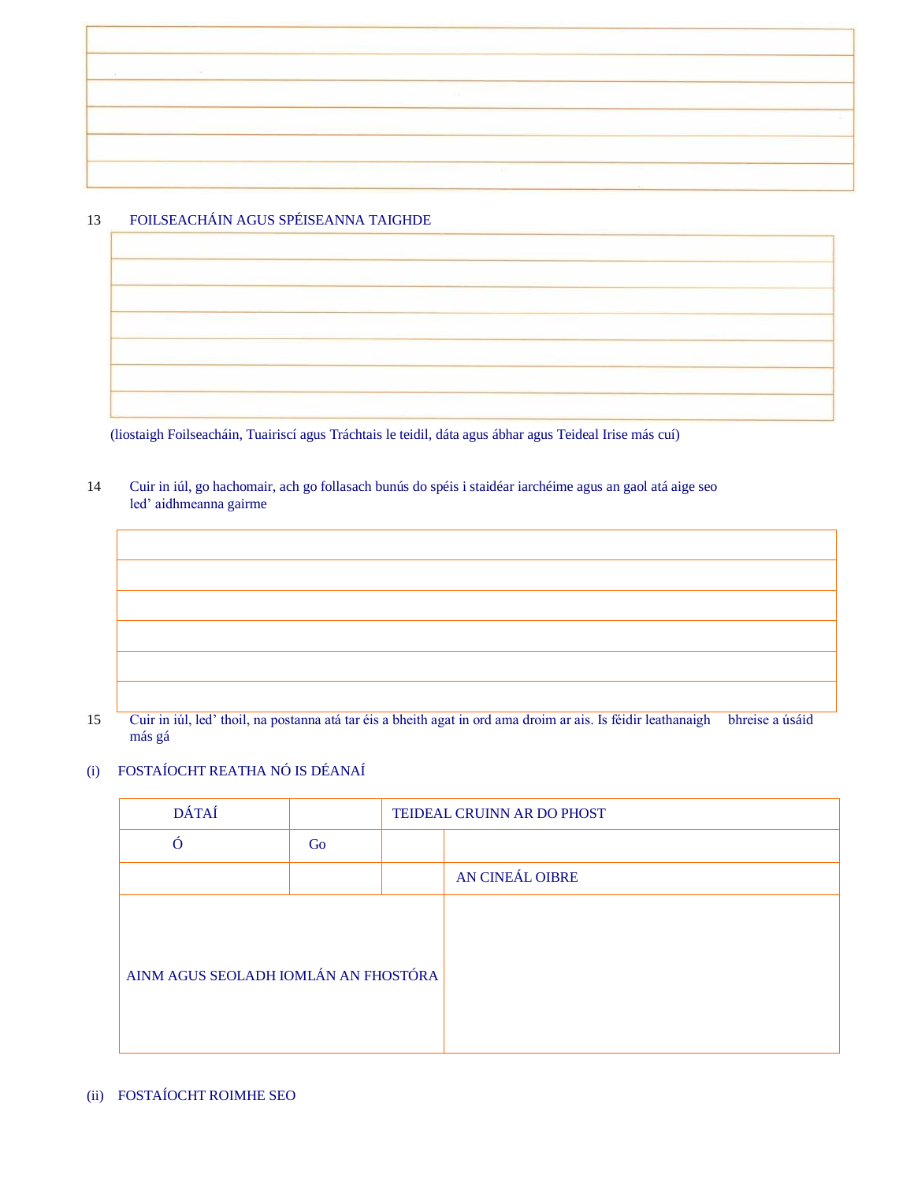| |
|---|
| |
| |
| |
| |
| |
| |

13 FOILSEACHÁIN AGUS SPÉISEANNA TAIGHDE

| |
|---|
| |
| |
| |
| |
| |
| |
| |

(liostaigh Foilseacháin, Tuairiscí agus Tráchtais le teidil, dáta agus ábhar agus Teideal Irise más cuí)

14 Cuir in iúl, go hachomair, ach go follasach bunús do spéis i staidéar iarchéime agus an gaol atá aige seo led' aidhmeanna gairme

| |
|---|
| |
| |
| |
| |
| |
| |

15 Cuir in iúl, led' thoil, na postanna atá tar éis a bheith agat in ord ama droim ar ais. Is féidir leathanaigh bhreise a úsáid más gá

(i) FOSTAÍOCHT REATHA NÓ IS DÉANAÍ

| DÁTAÍ | | TEIDEAL CRUINN AR DO PHOST | |
|---|---|---|---|
| Ó | Go | | |
| | | | AN CINEÁL OIBRE |
| AINM AGUS SEOLADH IOMLÁN AN FHOSTÓRA | | | |

(ii) FOSTAÍOCHT ROIMHE SEO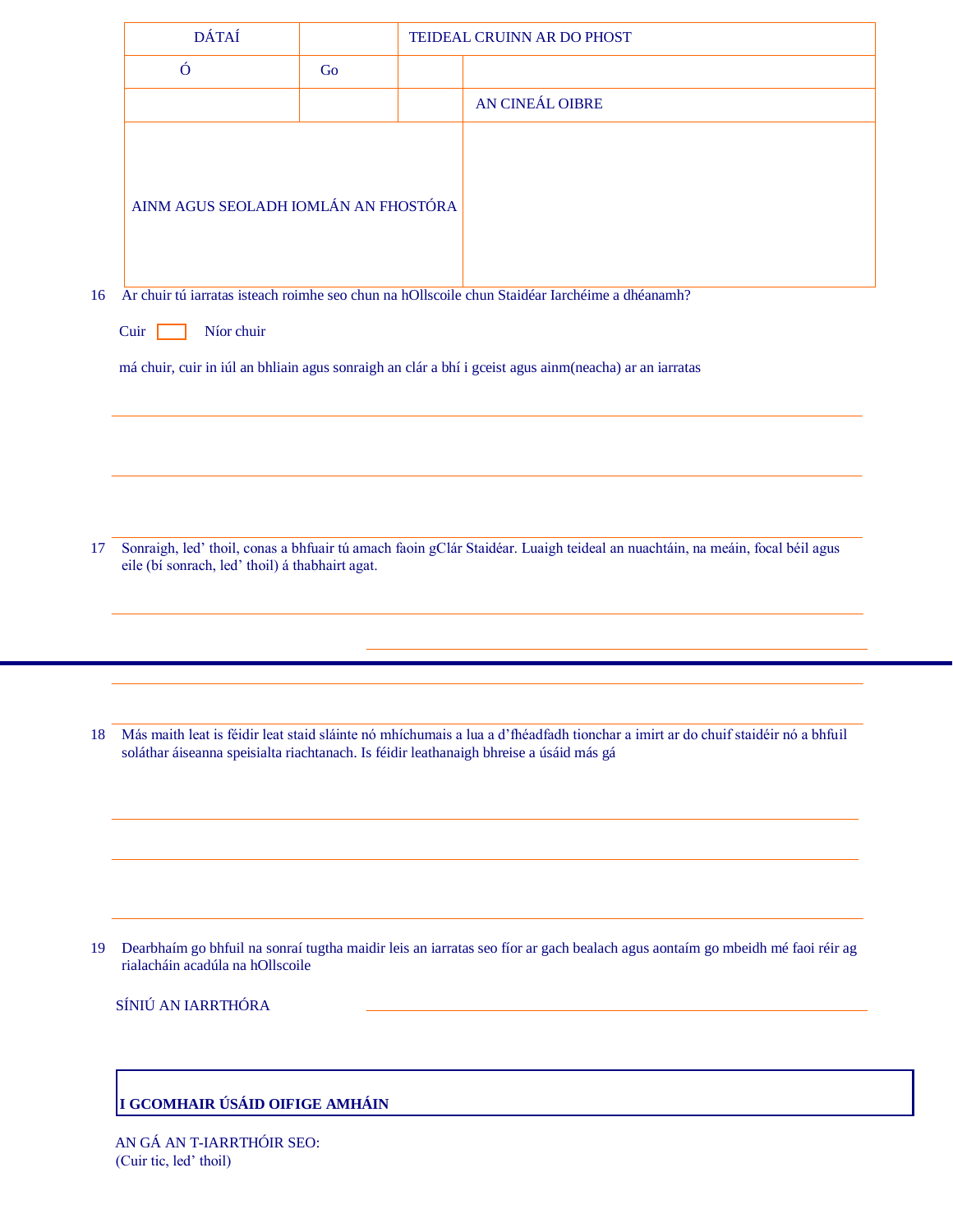| DÁTAÍ | | TEIDEAL CRUINN AR DO PHOST | |
|---|---|---|---|
| Ó | Go | | |
| | | | AN CINEÁL OIBRE |
| AINM AGUS SEOLADH IOMLÁN AN FHOSTÓRA | | | |

16 Ar chuir tú iarratas isteach roimhe seo chun na hOllscoile chun Staidéar Iarchéime a dhéanamh?

Cuir ☐ Níor chuir

má chuir, cuir in iúl an bhliain agus sonraigh an clár a bhí i gceist agus ainm(neacha) ar an iarratas

17 Sonraigh, led' thoil, conas a bhfuair tú amach faoin gClár Staidéar. Luaigh teideal an nuachtáin, na meáin, focal béil agus eile (bí sonrach, led' thoil) á thabhairt agat.

18 Más maith leat is féidir leat staid sláinte nó mhíchumais a lua a d'fhéadfadh tionchar a imirt ar do chuif staidéir nó a bhfuil soláthar áiseanna speisialta riachtanach. Is féidir leathanaigh bhreise a úsáid más gá

19 Dearbhaím go bhfuil na sonraí tugtha maidir leis an iarratas seo fíor ar gach bealach agus aontaím go mbeidh mé faoi réir ag rialacháin acadúla na hOllscoile

SÍNIÚ AN IARRTHÓRA

**I GCOMHAIR ÚSÁID OIFIGE AMHÁIN**

AN GÁ AN T-IARRTHÓIR SEO:
(Cuir tic, led' thoil)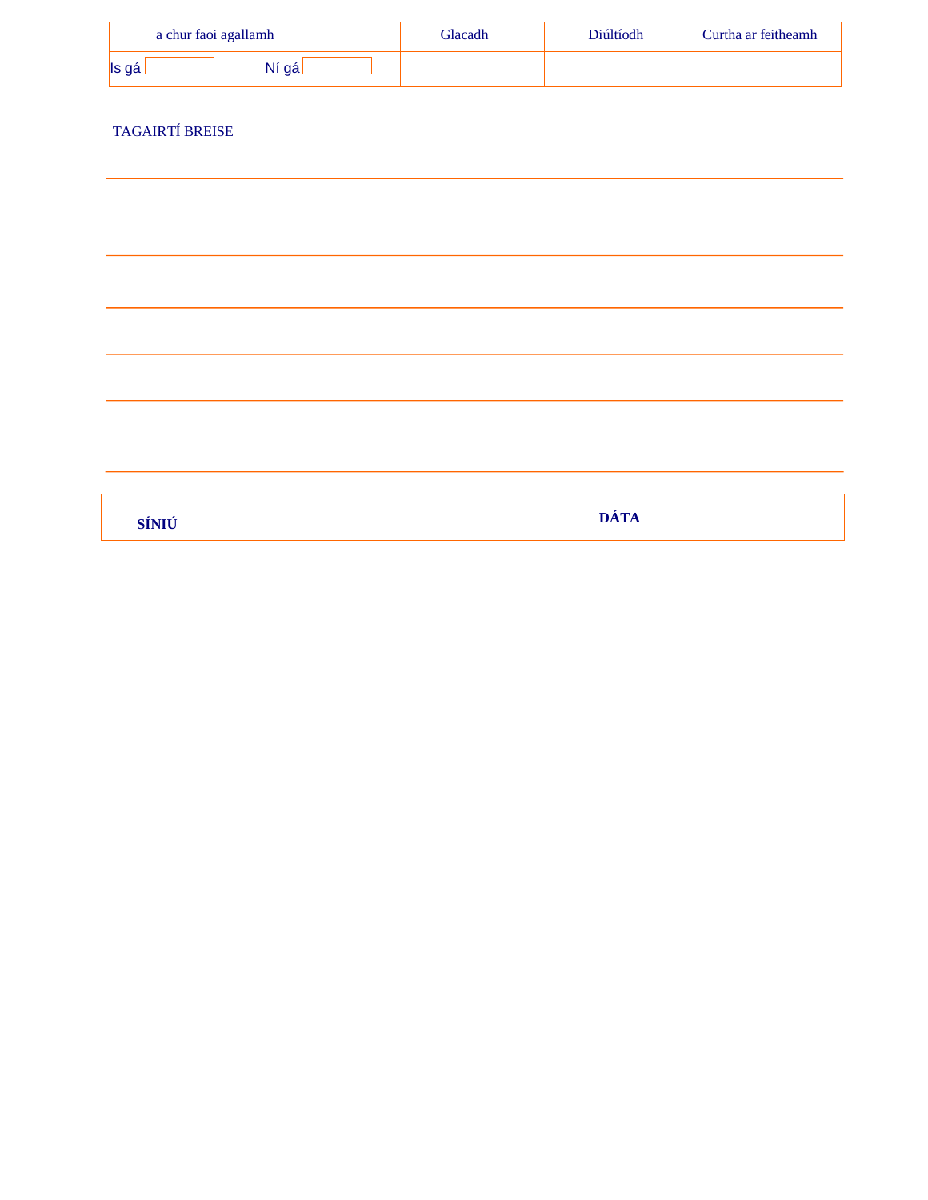| a chur faoi agallamh | Glacadh | Diúltíodh | Curtha ar feitheamh |
|---|---|---|---|
| Is gá ☐ Ní gá ☐ | | | |

TAGAIRTÍ BREISE

| SÍNIÚ | DÁTA |
|---|---|